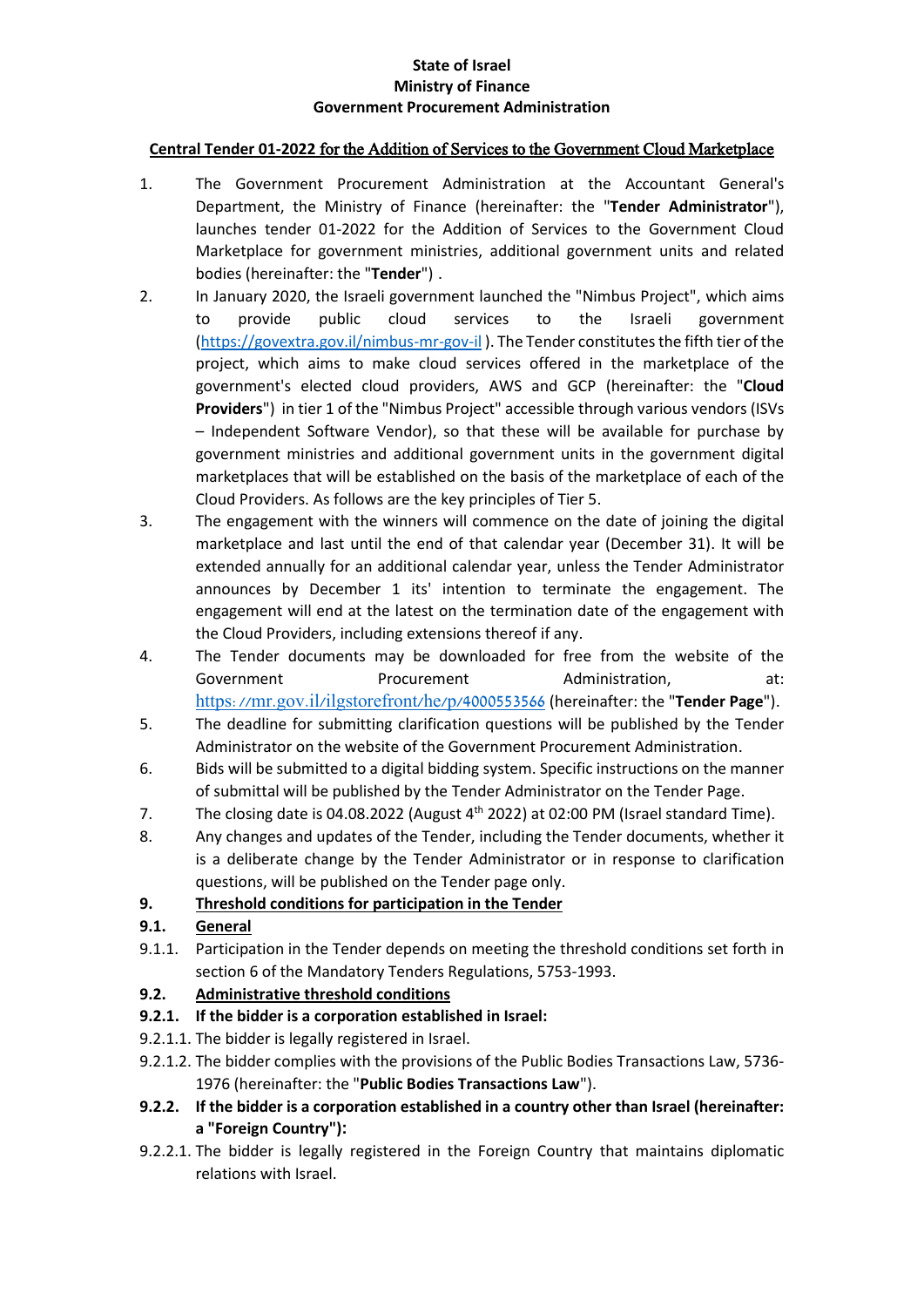**State of Israel**
**Ministry of Finance**
**Government Procurement Administration**

## Central Tender 01-2022 for the Addition of Services to the Government Cloud Marketplace

1. The Government Procurement Administration at the Accountant General's Department, the Ministry of Finance (hereinafter: the "**Tender Administrator**"), launches tender 01-2022 for the Addition of Services to the Government Cloud Marketplace for government ministries, additional government units and related bodies (hereinafter: the "**Tender**") .
2. In January 2020, the Israeli government launched the "Nimbus Project", which aims to provide public cloud services to the Israeli government (https://govextra.gov.il/nimbus-mr-gov-il ). The Tender constitutes the fifth tier of the project, which aims to make cloud services offered in the marketplace of the government's elected cloud providers, AWS and GCP (hereinafter: the "**Cloud Providers**") in tier 1 of the "Nimbus Project" accessible through various vendors (ISVs – Independent Software Vendor), so that these will be available for purchase by government ministries and additional government units in the government digital marketplaces that will be established on the basis of the marketplace of each of the Cloud Providers. As follows are the key principles of Tier 5.
3. The engagement with the winners will commence on the date of joining the digital marketplace and last until the end of that calendar year (December 31). It will be extended annually for an additional calendar year, unless the Tender Administrator announces by December 1 its' intention to terminate the engagement. The engagement will end at the latest on the termination date of the engagement with the Cloud Providers, including extensions thereof if any.
4. The Tender documents may be downloaded for free from the website of the Government Procurement Administration, at: https://mr.gov.il/ilgstorefront/he/p/4000553566 (hereinafter: the "**Tender Page**").
5. The deadline for submitting clarification questions will be published by the Tender Administrator on the website of the Government Procurement Administration.
6. Bids will be submitted to a digital bidding system. Specific instructions on the manner of submittal will be published by the Tender Administrator on the Tender Page.
7. The closing date is 04.08.2022 (August 4th 2022) at 02:00 PM (Israel standard Time).
8. Any changes and updates of the Tender, including the Tender documents, whether it is a deliberate change by the Tender Administrator or in response to clarification questions, will be published on the Tender page only.

**9. Threshold conditions for participation in the Tender**

**9.1. General**

9.1.1. Participation in the Tender depends on meeting the threshold conditions set forth in section 6 of the Mandatory Tenders Regulations, 5753-1993.

**9.2. Administrative threshold conditions**

**9.2.1. If the bidder is a corporation established in Israel:**

9.2.1.1. The bidder is legally registered in Israel.

9.2.1.2. The bidder complies with the provisions of the Public Bodies Transactions Law, 5736-1976 (hereinafter: the "**Public Bodies Transactions Law**").

**9.2.2. If the bidder is a corporation established in a country other than Israel (hereinafter: a "Foreign Country"):**

9.2.2.1. The bidder is legally registered in the Foreign Country that maintains diplomatic relations with Israel.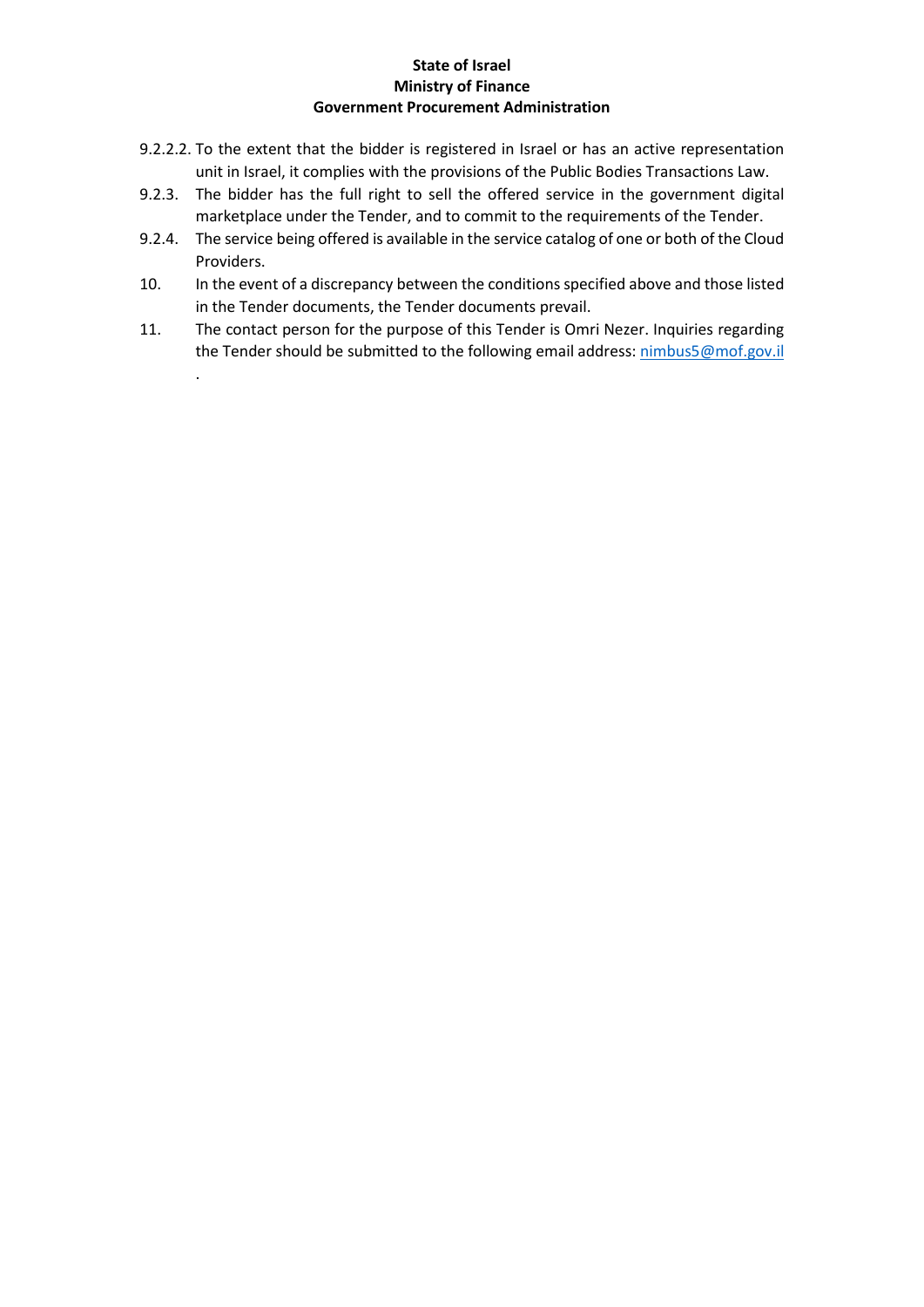9.2.2.2. To the extent that the bidder is registered in Israel or has an active representation unit in Israel, it complies with the provisions of the Public Bodies Transactions Law.

9.2.3. The bidder has the full right to sell the offered service in the government digital marketplace under the Tender, and to commit to the requirements of the Tender.

9.2.4. The service being offered is available in the service catalog of one or both of the Cloud Providers.

10. In the event of a discrepancy between the conditions specified above and those listed in the Tender documents, the Tender documents prevail.

11. The contact person for the purpose of this Tender is Omri Nezer. Inquiries regarding the Tender should be submitted to the following email address: nimbus5@mof.gov.il .